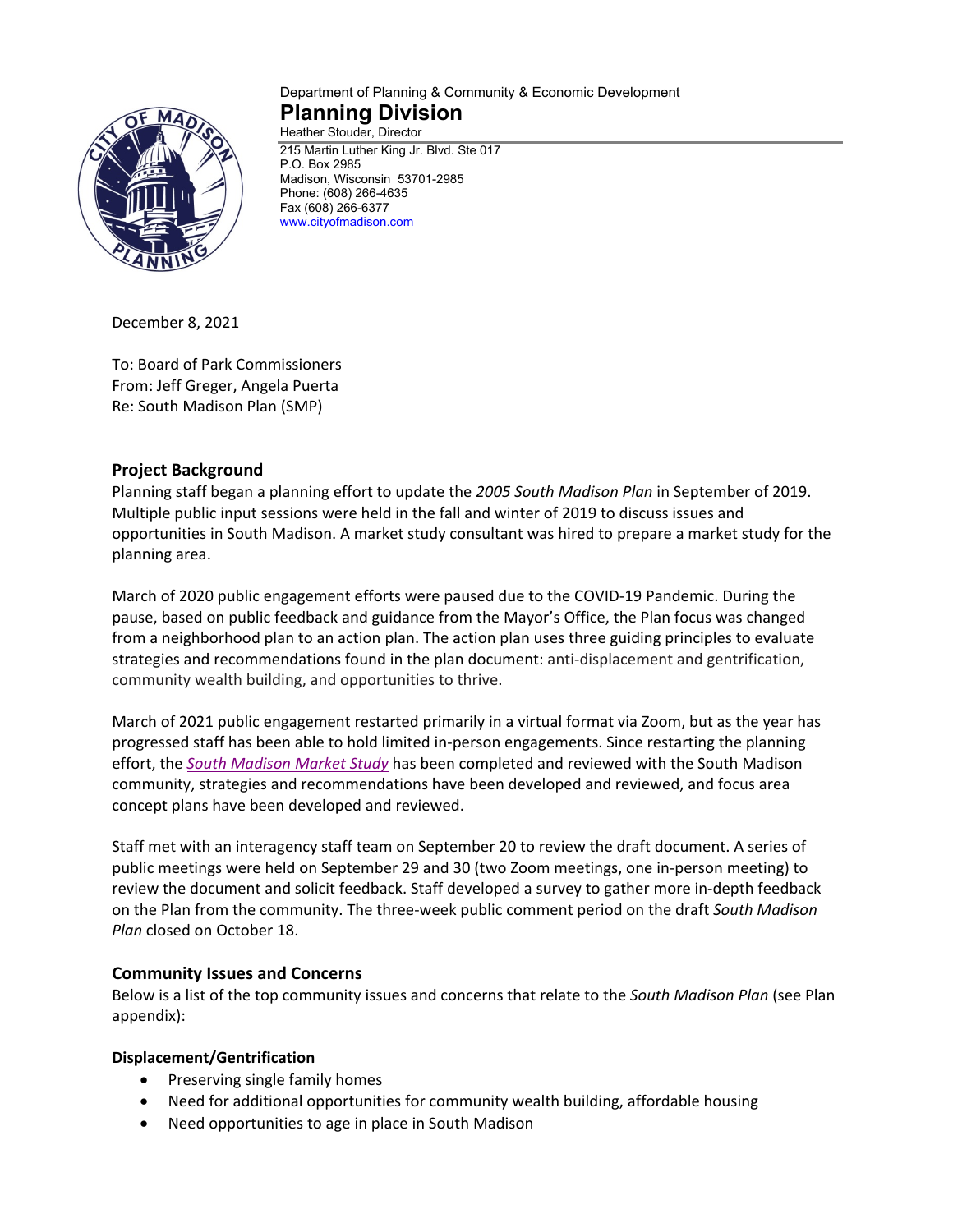Department of Planning & Community & Economic Development

**Planning Division**

Heather Stouder, Director

215 Martin Luther King Jr. Blvd. Ste 017
P.O. Box 2985
Madison, Wisconsin 53701-2985
Phone: (608) 266-4635
Fax (608) 266-6377
www.cityofmadison.com

December 8, 2021

To: Board of Park Commissioners
From: Jeff Greger, Angela Puerta
Re: South Madison Plan (SMP)

## Project Background

Planning staff began a planning effort to update the *2005 South Madison Plan* in September of 2019. Multiple public input sessions were held in the fall and winter of 2019 to discuss issues and opportunities in South Madison. A market study consultant was hired to prepare a market study for the planning area.

March of 2020 public engagement efforts were paused due to the COVID-19 Pandemic. During the pause, based on public feedback and guidance from the Mayor's Office, the Plan focus was changed from a neighborhood plan to an action plan. The action plan uses three guiding principles to evaluate strategies and recommendations found in the plan document: anti-displacement and gentrification, community wealth building, and opportunities to thrive.

March of 2021 public engagement restarted primarily in a virtual format via Zoom, but as the year has progressed staff has been able to hold limited in-person engagements. Since restarting the planning effort, the *South Madison Market Study* has been completed and reviewed with the South Madison community, strategies and recommendations have been developed and reviewed, and focus area concept plans have been developed and reviewed.

Staff met with an interagency staff team on September 20 to review the draft document. A series of public meetings were held on September 29 and 30 (two Zoom meetings, one in-person meeting) to review the document and solicit feedback. Staff developed a survey to gather more in-depth feedback on the Plan from the community. The three-week public comment period on the draft *South Madison Plan* closed on October 18.

## Community Issues and Concerns

Below is a list of the top community issues and concerns that relate to the *South Madison Plan* (see Plan appendix):

### Displacement/Gentrification

- Preserving single family homes
- Need for additional opportunities for community wealth building, affordable housing
- Need opportunities to age in place in South Madison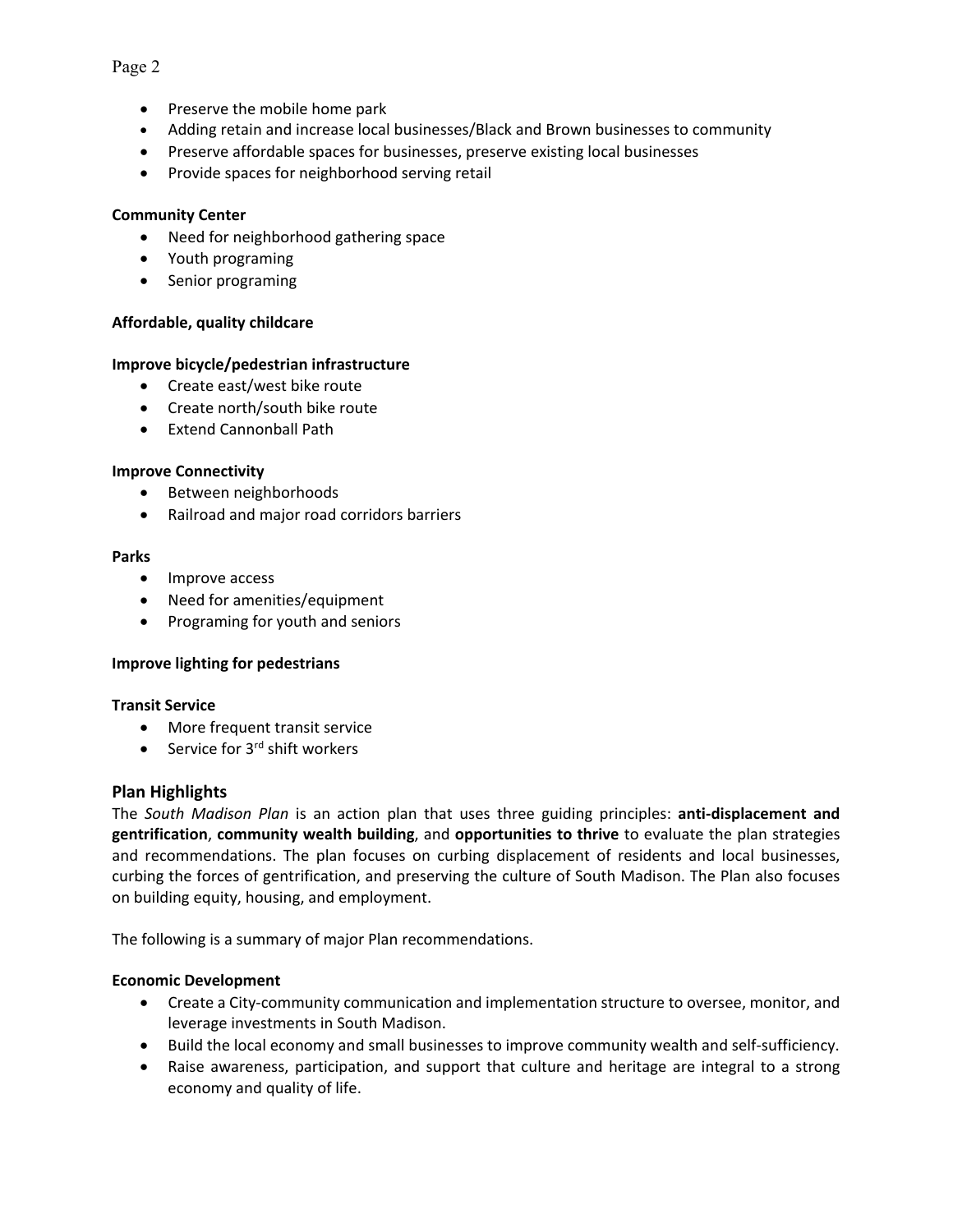- Preserve the mobile home park
- Adding retain and increase local businesses/Black and Brown businesses to community
- Preserve affordable spaces for businesses, preserve existing local businesses
- Provide spaces for neighborhood serving retail

**Community Center**

- Need for neighborhood gathering space
- Youth programing
- Senior programing

**Affordable, quality childcare**

**Improve bicycle/pedestrian infrastructure**

- Create east/west bike route
- Create north/south bike route
- Extend Cannonball Path

**Improve Connectivity**

- Between neighborhoods
- Railroad and major road corridors barriers

**Parks**

- Improve access
- Need for amenities/equipment
- Programing for youth and seniors

**Improve lighting for pedestrians**

**Transit Service**

- More frequent transit service
- Service for 3rd shift workers

## Plan Highlights

The *South Madison Plan* is an action plan that uses three guiding principles: **anti-displacement and gentrification**, **community wealth building**, and **opportunities to thrive** to evaluate the plan strategies and recommendations. The plan focuses on curbing displacement of residents and local businesses, curbing the forces of gentrification, and preserving the culture of South Madison. The Plan also focuses on building equity, housing, and employment.

The following is a summary of major Plan recommendations.

**Economic Development**

- Create a City-community communication and implementation structure to oversee, monitor, and leverage investments in South Madison.
- Build the local economy and small businesses to improve community wealth and self-sufficiency.
- Raise awareness, participation, and support that culture and heritage are integral to a strong economy and quality of life.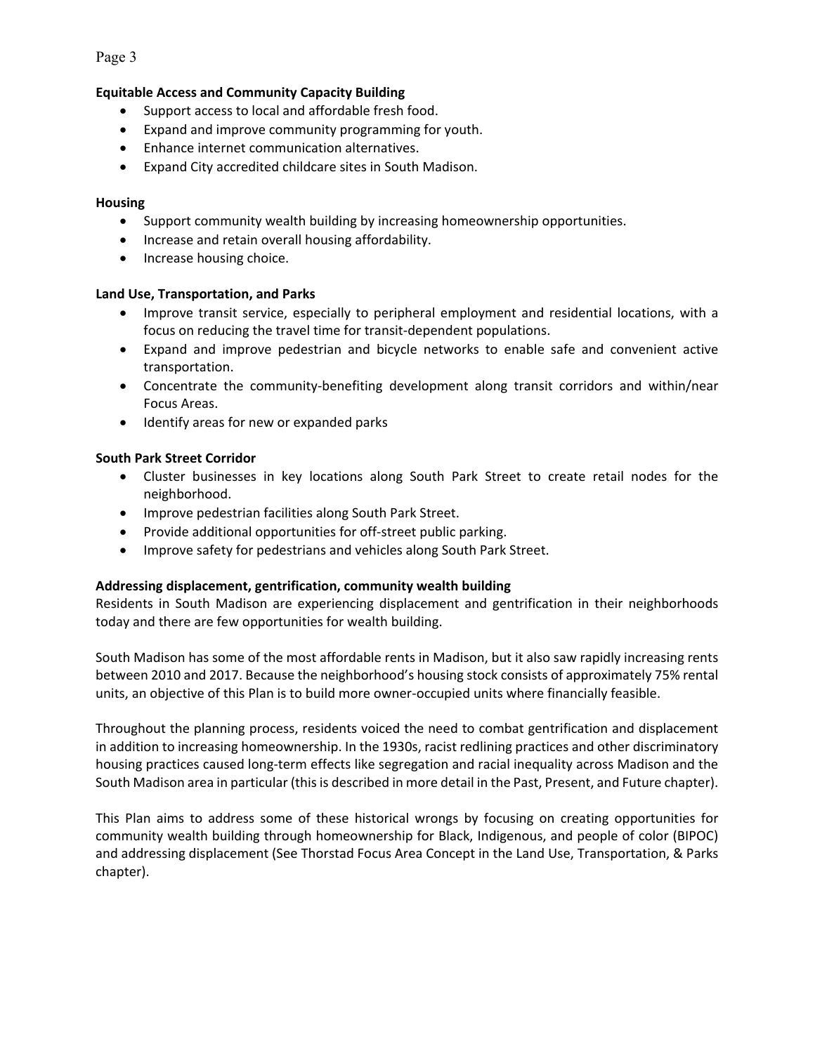**Equitable Access and Community Capacity Building**

- Support access to local and affordable fresh food.
- Expand and improve community programming for youth.
- Enhance internet communication alternatives.
- Expand City accredited childcare sites in South Madison.

**Housing**

- Support community wealth building by increasing homeownership opportunities.
- Increase and retain overall housing affordability.
- Increase housing choice.

**Land Use, Transportation, and Parks**

- Improve transit service, especially to peripheral employment and residential locations, with a focus on reducing the travel time for transit-dependent populations.
- Expand and improve pedestrian and bicycle networks to enable safe and convenient active transportation.
- Concentrate the community-benefiting development along transit corridors and within/near Focus Areas.
- Identify areas for new or expanded parks

**South Park Street Corridor**

- Cluster businesses in key locations along South Park Street to create retail nodes for the neighborhood.
- Improve pedestrian facilities along South Park Street.
- Provide additional opportunities for off-street public parking.
- Improve safety for pedestrians and vehicles along South Park Street.

**Addressing displacement, gentrification, community wealth building**

Residents in South Madison are experiencing displacement and gentrification in their neighborhoods today and there are few opportunities for wealth building.

South Madison has some of the most affordable rents in Madison, but it also saw rapidly increasing rents between 2010 and 2017. Because the neighborhood's housing stock consists of approximately 75% rental units, an objective of this Plan is to build more owner-occupied units where financially feasible.

Throughout the planning process, residents voiced the need to combat gentrification and displacement in addition to increasing homeownership. In the 1930s, racist redlining practices and other discriminatory housing practices caused long-term effects like segregation and racial inequality across Madison and the South Madison area in particular (this is described in more detail in the Past, Present, and Future chapter).

This Plan aims to address some of these historical wrongs by focusing on creating opportunities for community wealth building through homeownership for Black, Indigenous, and people of color (BIPOC) and addressing displacement (See Thorstad Focus Area Concept in the Land Use, Transportation, & Parks chapter).